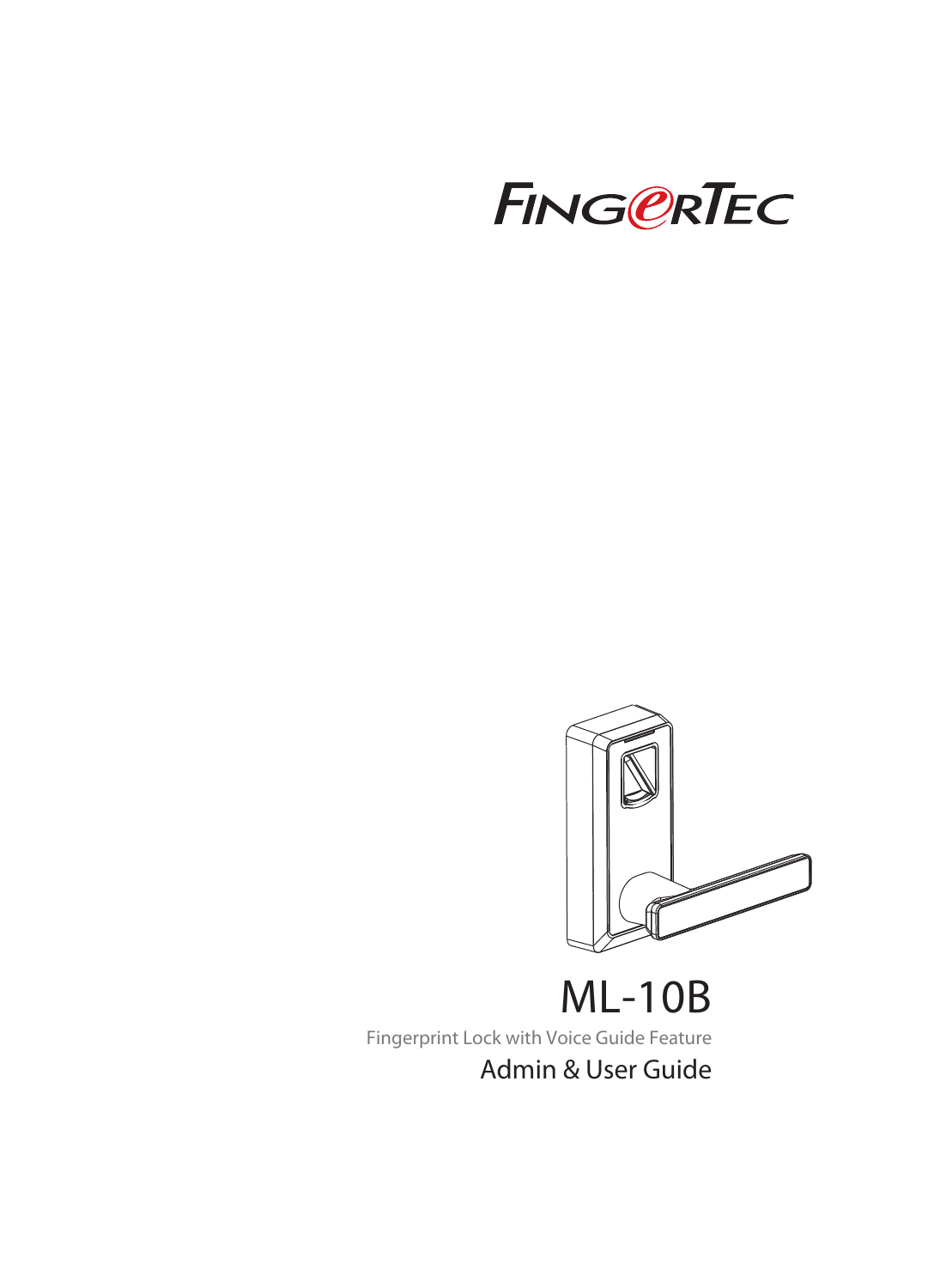FingerTec

# ML-10B

Fingerprint Lock with Voice Guide Feature

## Admin & User Guide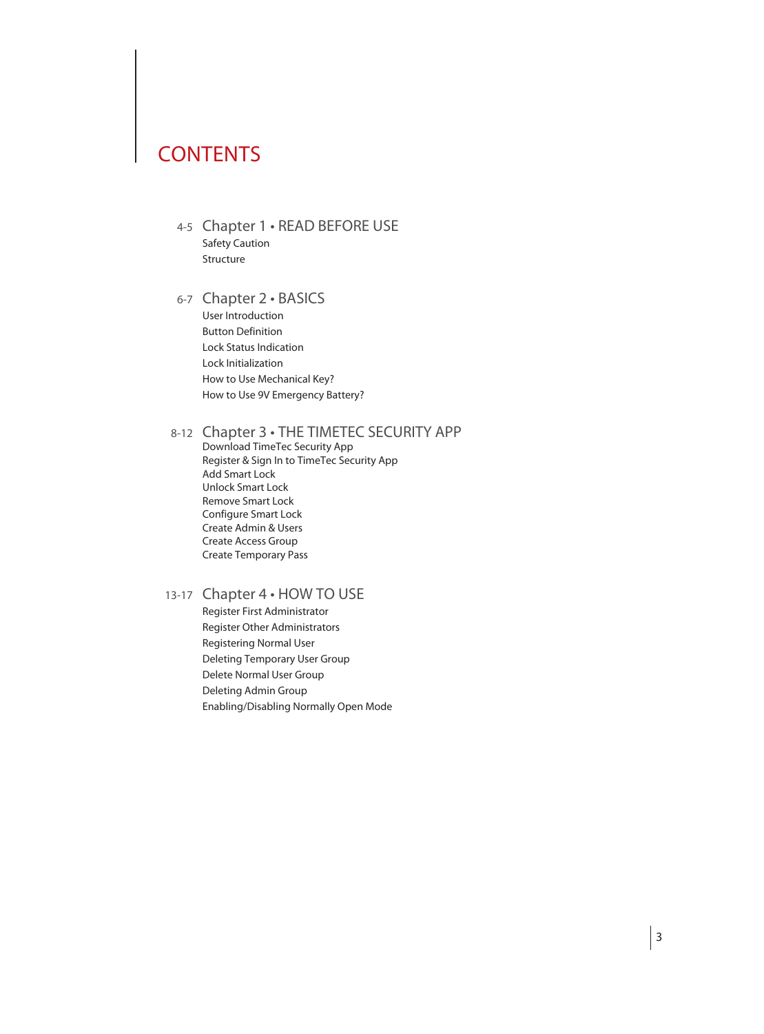# CONTENTS

4-5 **Chapter 1 • READ BEFORE USE**

- Safety Caution
- Structure

6-7 **Chapter 2 • BASICS**

- User Introduction
- Button Definition
- Lock Status Indication
- Lock Initialization
- How to Use Mechanical Key?
- How to Use 9V Emergency Battery?

8-12 **Chapter 3 • THE TIMETEC SECURITY APP**

- Download TimeTec Security App
- Register & Sign In to TimeTec Security App
- Add Smart Lock
- Unlock Smart Lock
- Remove Smart Lock
- Configure Smart Lock
- Create Admin & Users
- Create Access Group
- Create Temporary Pass

13-17 **Chapter 4 • HOW TO USE**

- Register First Administrator
- Register Other Administrators
- Registering Normal User
- Deleting Temporary User Group
- Delete Normal User Group
- Deleting Admin Group
- Enabling/Disabling Normally Open Mode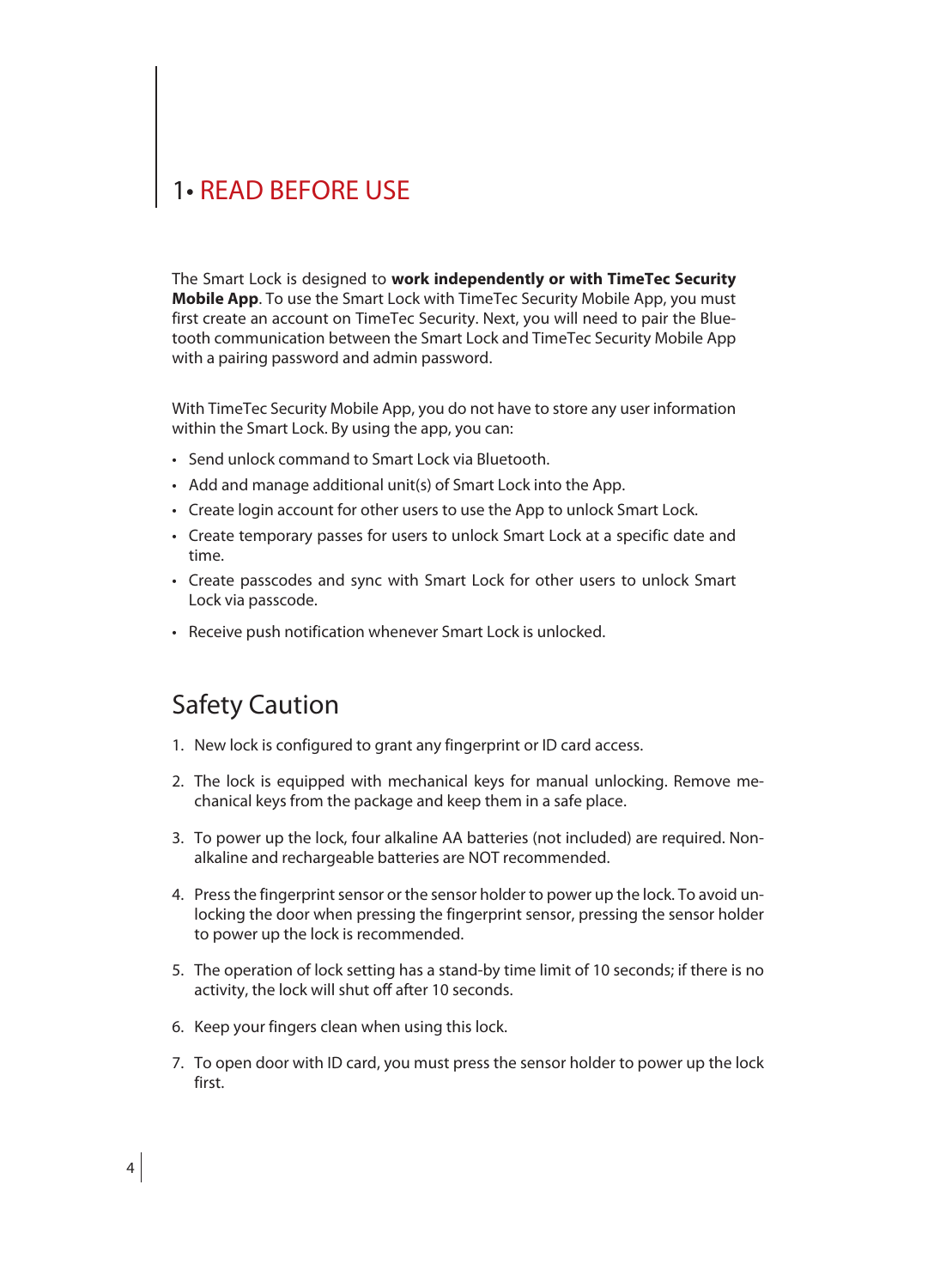# 1• READ BEFORE USE

The Smart Lock is designed to **work independently or with TimeTec Security Mobile App**. To use the Smart Lock with TimeTec Security Mobile App, you must first create an account on TimeTec Security. Next, you will need to pair the Bluetooth communication between the Smart Lock and TimeTec Security Mobile App with a pairing password and admin password.

With TimeTec Security Mobile App, you do not have to store any user information within the Smart Lock. By using the app, you can:

- Send unlock command to Smart Lock via Bluetooth.
- Add and manage additional unit(s) of Smart Lock into the App.
- Create login account for other users to use the App to unlock Smart Lock.
- Create temporary passes for users to unlock Smart Lock at a specific date and time.
- Create passcodes and sync with Smart Lock for other users to unlock Smart Lock via passcode.
- Receive push notification whenever Smart Lock is unlocked.

## Safety Caution

1. New lock is configured to grant any fingerprint or ID card access.
2. The lock is equipped with mechanical keys for manual unlocking. Remove mechanical keys from the package and keep them in a safe place.
3. To power up the lock, four alkaline AA batteries (not included) are required. Non-alkaline and rechargeable batteries are NOT recommended.
4. Press the fingerprint sensor or the sensor holder to power up the lock. To avoid unlocking the door when pressing the fingerprint sensor, pressing the sensor holder to power up the lock is recommended.
5. The operation of lock setting has a stand-by time limit of 10 seconds; if there is no activity, the lock will shut off after 10 seconds.
6. Keep your fingers clean when using this lock.
7. To open door with ID card, you must press the sensor holder to power up the lock first.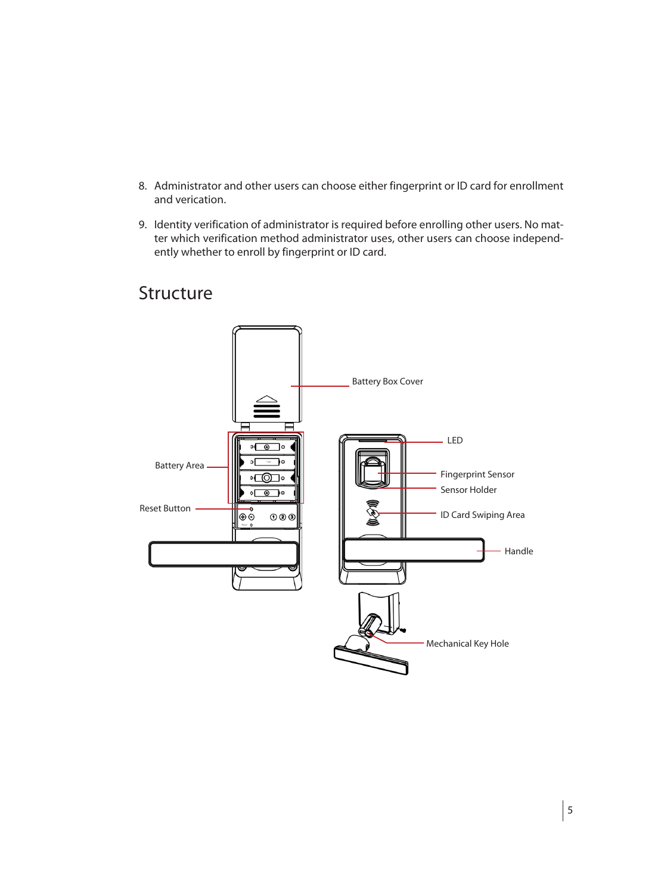8. Administrator and other users can choose either fingerprint or ID card for enrollment and verication.

9. Identity verification of administrator is required before enrolling other users. No matter which verification method administrator uses, other users can choose independently whether to enroll by fingerprint or ID card.

## Structure

Battery Box Cover

Battery Area

Reset Button

LED

Fingerprint Sensor

Sensor Holder

ID Card Swiping Area

Handle

Mechanical Key Hole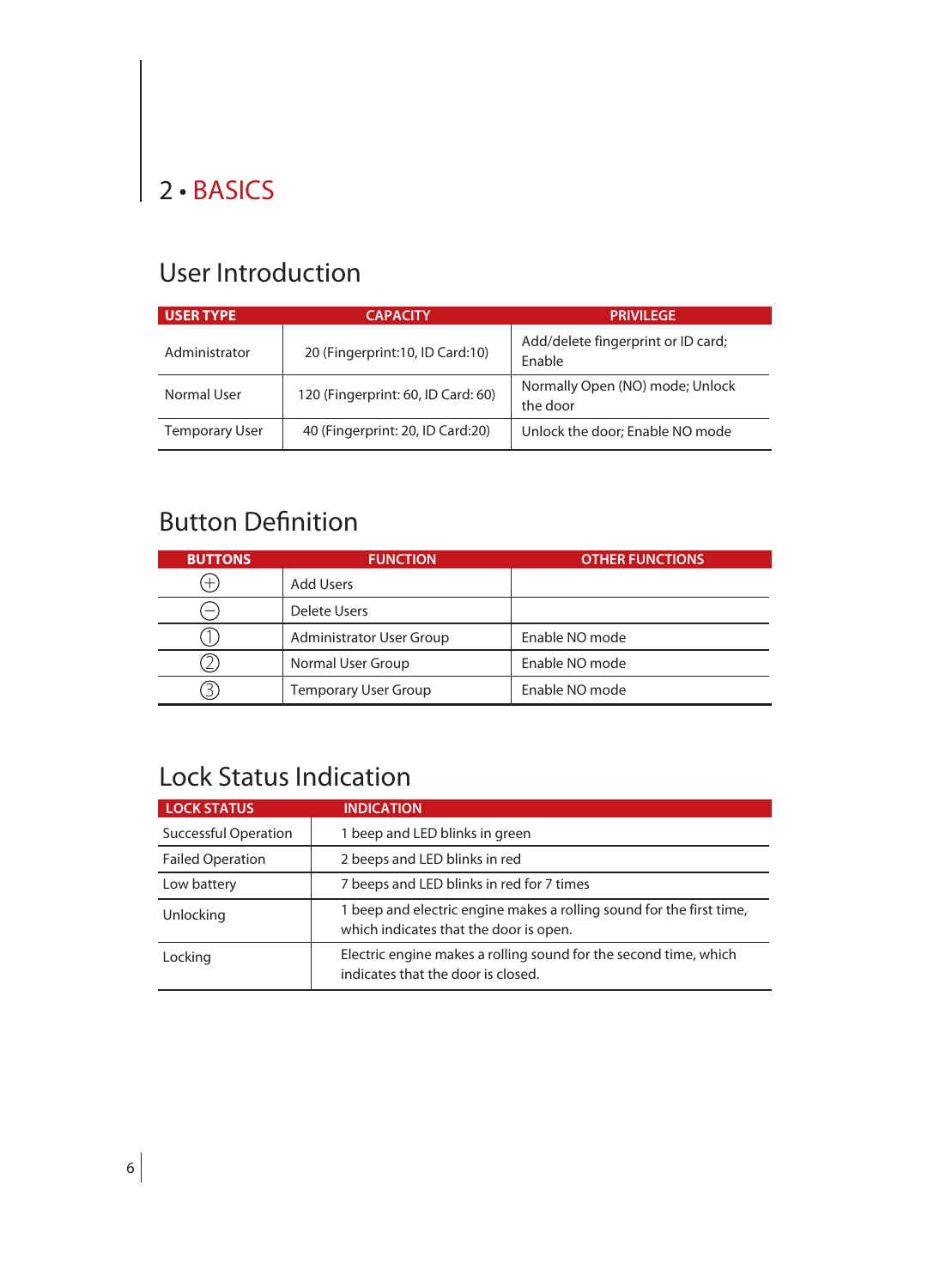# 2 • BASICS

## User Introduction

| USER TYPE | CAPACITY | PRIVILEGE |
| --- | --- | --- |
| Administrator | 20 (Fingerprint:10, ID Card:10) | Add/delete fingerprint or ID card; Enable |
| Normal User | 120 (Fingerprint: 60, ID Card: 60) | Normally Open (NO) mode; Unlock the door |
| Temporary User | 40 (Fingerprint: 20, ID Card:20) | Unlock the door; Enable NO mode |

## Button Definition

| BUTTONS | FUNCTION | OTHER FUNCTIONS |
| --- | --- | --- |
| ⊕ | Add Users | |
| ⊖ | Delete Users | |
| ① | Administrator User Group | Enable NO mode |
| ② | Normal User Group | Enable NO mode |
| ③ | Temporary User Group | Enable NO mode |

## Lock Status Indication

| LOCK STATUS | INDICATION |
| --- | --- |
| Successful Operation | 1 beep and LED blinks in green |
| Failed Operation | 2 beeps and LED blinks in red |
| Low battery | 7 beeps and LED blinks in red for 7 times |
| Unlocking | 1 beep and electric engine makes a rolling sound for the first time, which indicates that the door is open. |
| Locking | Electric engine makes a rolling sound for the second time, which indicates that the door is closed. |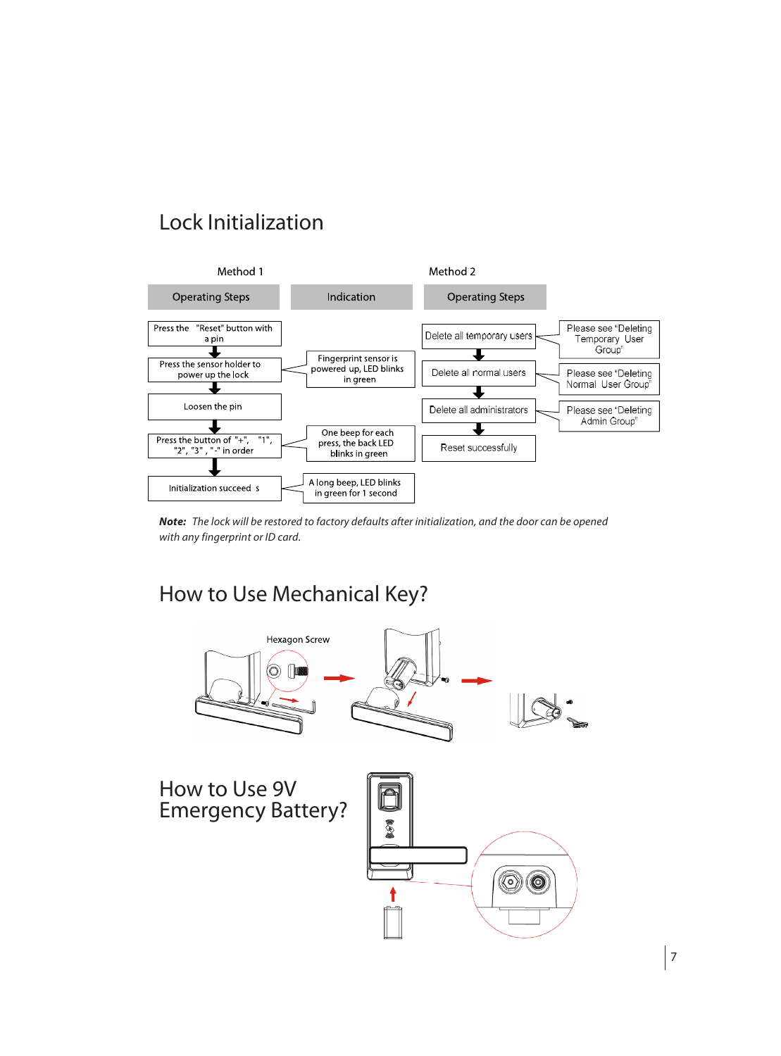# Lock Initialization

**Method 1**

| Operating Steps | Indication |
| --- | --- |
| Press the "Reset" button with a pin | |
| Press the sensor holder to power up the lock | Fingerprint sensor is powered up, LED blinks in green |
| Loosen the pin | |
| Press the button of "+", "1", "2", "3", "-" in order | One beep for each press, the back LED blinks in green |
| Initialization succeeds | A long beep, LED blinks in green for 1 second |

**Method 2**

| Operating Steps | |
| --- | --- |
| Delete all temporary users | Please see "Deleting Temporary User Group" |
| Delete all normal users | Please see "Deleting Normal User Group" |
| Delete all administrators | Please see "Deleting Admin Group" |
| Reset successfully | |

***Note:*** *The lock will be restored to factory defaults after initialization, and the door can be opened with any fingerprint or ID card.*

# How to Use Mechanical Key?

Hexagon Screw

# How to Use 9V Emergency Battery?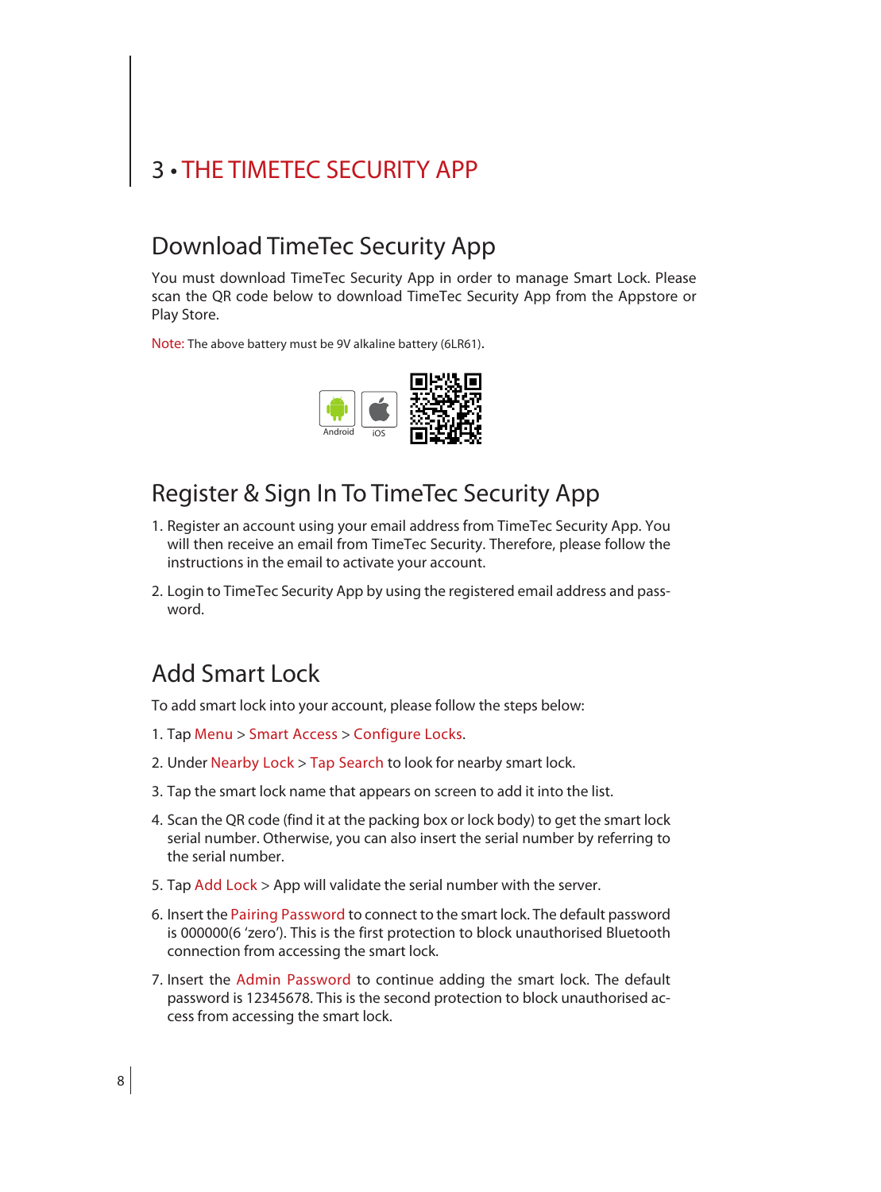# 3 • THE TIMETEC SECURITY APP

## Download TimeTec Security App

You must download TimeTec Security App in order to manage Smart Lock. Please scan the QR code below to download TimeTec Security App from the Appstore or Play Store.

Note: The above battery must be 9V alkaline battery (6LR61).

Android iOS

## Register & Sign In To TimeTec Security App

1. Register an account using your email address from TimeTec Security App. You will then receive an email from TimeTec Security. Therefore, please follow the instructions in the email to activate your account.

2. Login to TimeTec Security App by using the registered email address and password.

## Add Smart Lock

To add smart lock into your account, please follow the steps below:

1. Tap Menu > Smart Access > Configure Locks.

2. Under Nearby Lock > Tap Search to look for nearby smart lock.

3. Tap the smart lock name that appears on screen to add it into the list.

4. Scan the QR code (find it at the packing box or lock body) to get the smart lock serial number. Otherwise, you can also insert the serial number by referring to the serial number.

5. Tap Add Lock > App will validate the serial number with the server.

6. Insert the Pairing Password to connect to the smart lock. The default password is 000000(6 'zero'). This is the first protection to block unauthorised Bluetooth connection from accessing the smart lock.

7. Insert the Admin Password to continue adding the smart lock. The default password is 12345678. This is the second protection to block unauthorised access from accessing the smart lock.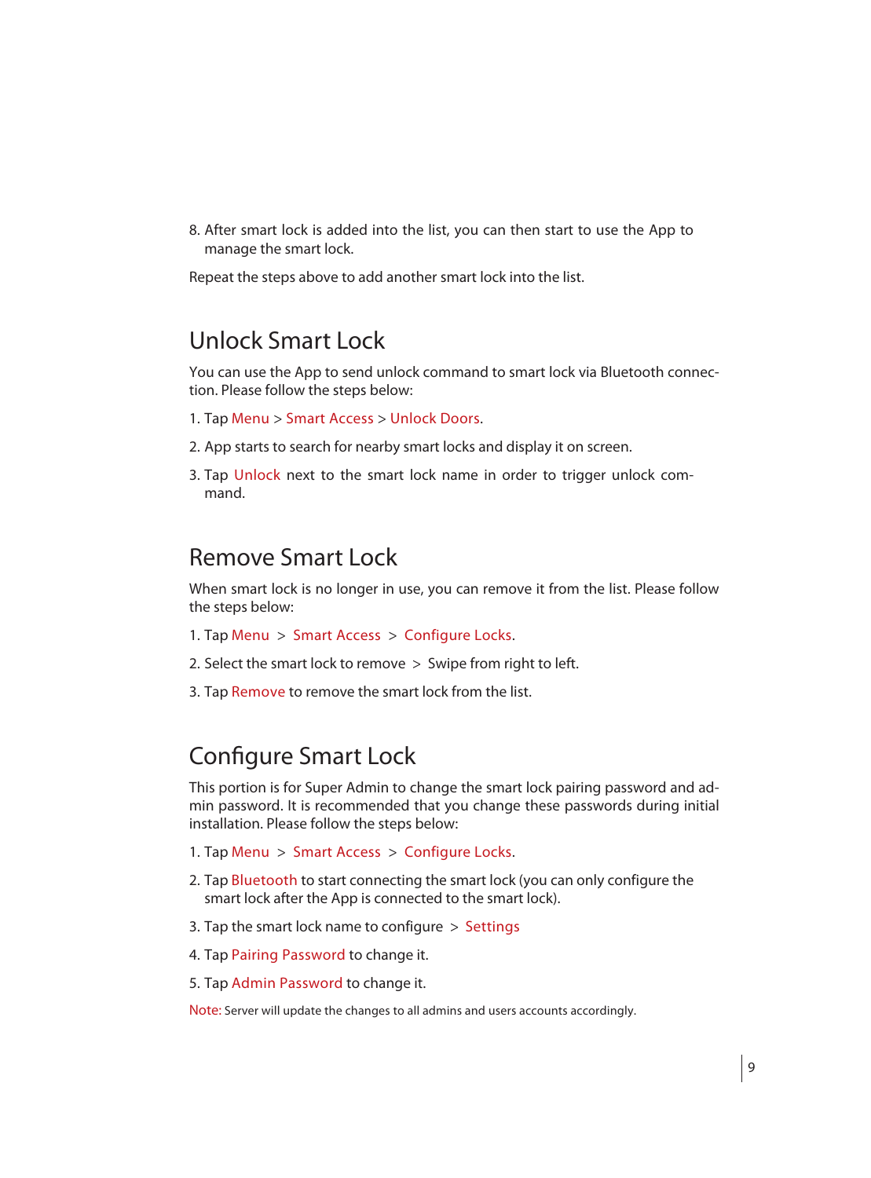8. After smart lock is added into the list, you can then start to use the App to manage the smart lock.

Repeat the steps above to add another smart lock into the list.

## Unlock Smart Lock

You can use the App to send unlock command to smart lock via Bluetooth connection. Please follow the steps below:

1. Tap Menu > Smart Access > Unlock Doors.
2. App starts to search for nearby smart locks and display it on screen.
3. Tap Unlock next to the smart lock name in order to trigger unlock command.

## Remove Smart Lock

When smart lock is no longer in use, you can remove it from the list. Please follow the steps below:

1. Tap Menu > Smart Access > Configure Locks.
2. Select the smart lock to remove > Swipe from right to left.
3. Tap Remove to remove the smart lock from the list.

## Configure Smart Lock

This portion is for Super Admin to change the smart lock pairing password and admin password. It is recommended that you change these passwords during initial installation. Please follow the steps below:

1. Tap Menu > Smart Access > Configure Locks.
2. Tap Bluetooth to start connecting the smart lock (you can only configure the smart lock after the App is connected to the smart lock).
3. Tap the smart lock name to configure > Settings
4. Tap Pairing Password to change it.
5. Tap Admin Password to change it.

Note: Server will update the changes to all admins and users accounts accordingly.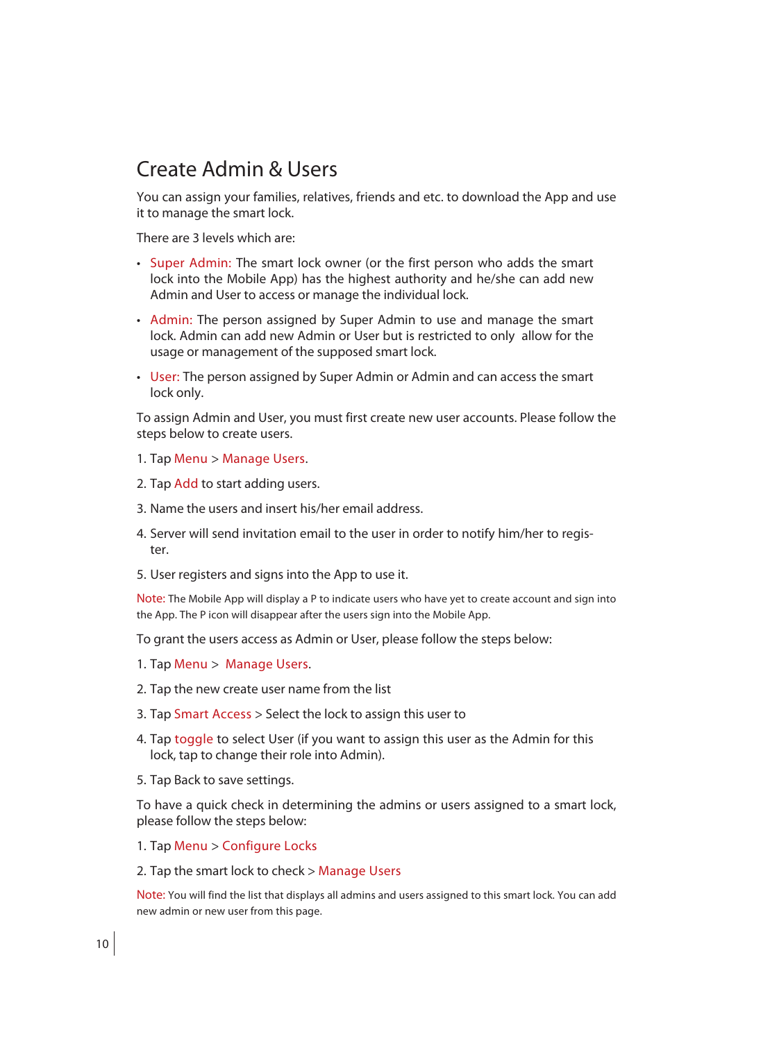# Create Admin & Users

You can assign your families, relatives, friends and etc. to download the App and use it to manage the smart lock.

There are 3 levels which are:

- Super Admin: The smart lock owner (or the first person who adds the smart lock into the Mobile App) has the highest authority and he/she can add new Admin and User to access or manage the individual lock.
- Admin: The person assigned by Super Admin to use and manage the smart lock. Admin can add new Admin or User but is restricted to only allow for the usage or management of the supposed smart lock.
- User: The person assigned by Super Admin or Admin and can access the smart lock only.

To assign Admin and User, you must first create new user accounts. Please follow the steps below to create users.

1. Tap Menu > Manage Users.
2. Tap Add to start adding users.
3. Name the users and insert his/her email address.
4. Server will send invitation email to the user in order to notify him/her to register.
5. User registers and signs into the App to use it.

Note: The Mobile App will display a P to indicate users who have yet to create account and sign into the App. The P icon will disappear after the users sign into the Mobile App.

To grant the users access as Admin or User, please follow the steps below:

1. Tap Menu > Manage Users.
2. Tap the new create user name from the list
3. Tap Smart Access > Select the lock to assign this user to
4. Tap toggle to select User (if you want to assign this user as the Admin for this lock, tap to change their role into Admin).
5. Tap Back to save settings.

To have a quick check in determining the admins or users assigned to a smart lock, please follow the steps below:

1. Tap Menu > Configure Locks
2. Tap the smart lock to check > Manage Users

Note: You will find the list that displays all admins and users assigned to this smart lock. You can add new admin or new user from this page.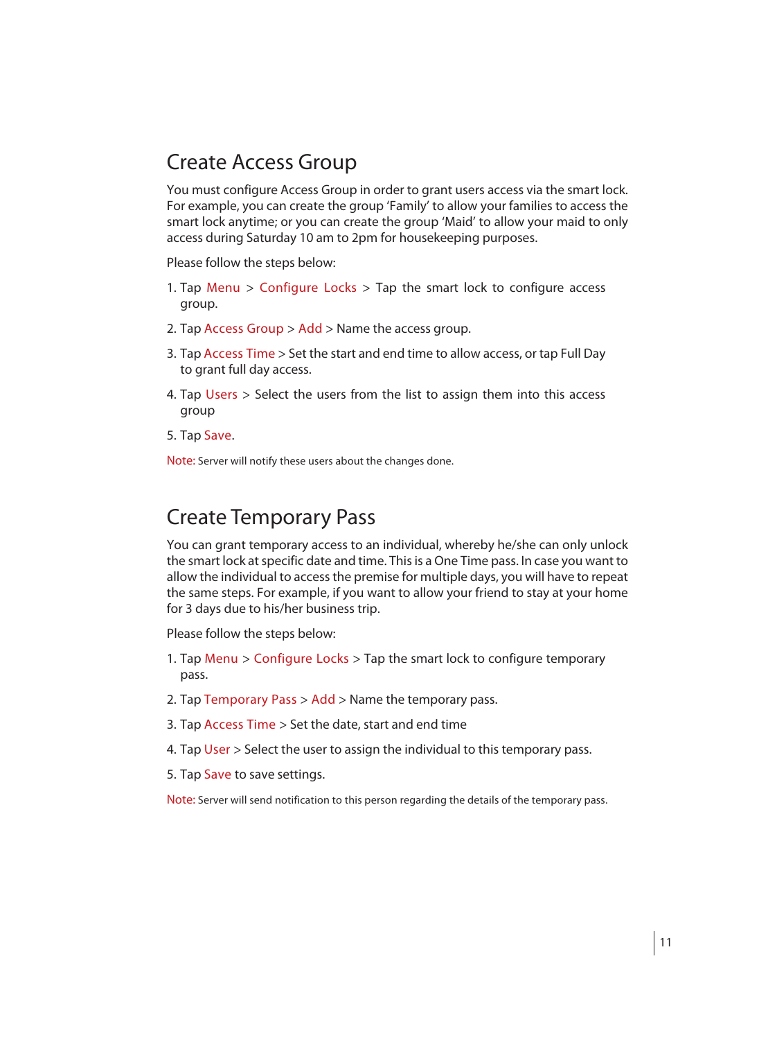## Create Access Group

You must configure Access Group in order to grant users access via the smart lock. For example, you can create the group 'Family' to allow your families to access the smart lock anytime; or you can create the group 'Maid' to allow your maid to only access during Saturday 10 am to 2pm for housekeeping purposes.

Please follow the steps below:

1. Tap Menu > Configure Locks > Tap the smart lock to configure access group.
2. Tap Access Group > Add > Name the access group.
3. Tap Access Time > Set the start and end time to allow access, or tap Full Day to grant full day access.
4. Tap Users > Select the users from the list to assign them into this access group
5. Tap Save.

Note: Server will notify these users about the changes done.

## Create Temporary Pass

You can grant temporary access to an individual, whereby he/she can only unlock the smart lock at specific date and time. This is a One Time pass. In case you want to allow the individual to access the premise for multiple days, you will have to repeat the same steps. For example, if you want to allow your friend to stay at your home for 3 days due to his/her business trip.

Please follow the steps below:

1. Tap Menu > Configure Locks > Tap the smart lock to configure temporary pass.
2. Tap Temporary Pass > Add > Name the temporary pass.
3. Tap Access Time > Set the date, start and end time
4. Tap User > Select the user to assign the individual to this temporary pass.
5. Tap Save to save settings.

Note: Server will send notification to this person regarding the details of the temporary pass.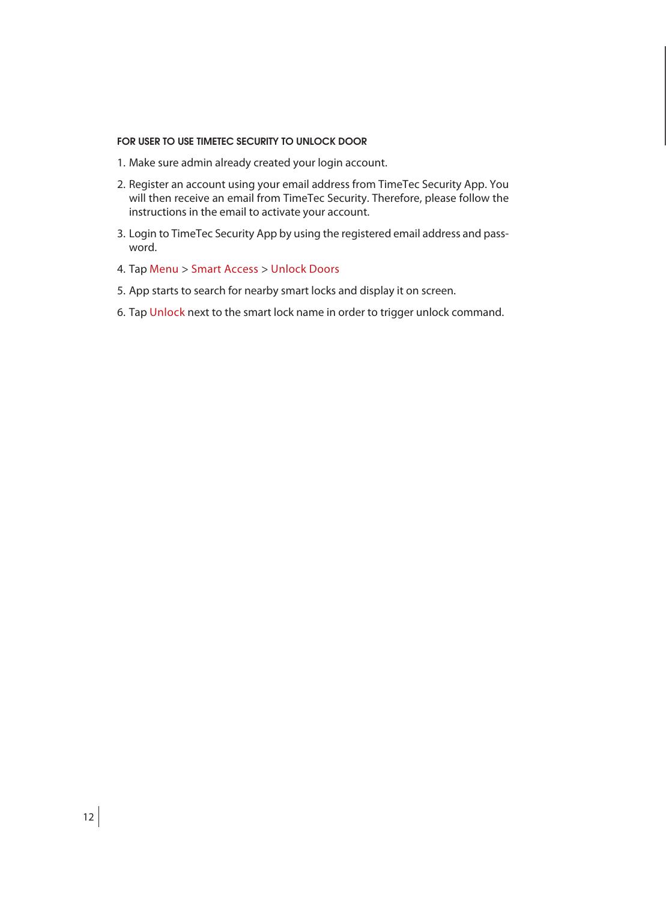### FOR USER TO USE TIMETEC SECURITY TO UNLOCK DOOR

1. Make sure admin already created your login account.
2. Register an account using your email address from TimeTec Security App. You will then receive an email from TimeTec Security. Therefore, please follow the instructions in the email to activate your account.
3. Login to TimeTec Security App by using the registered email address and password.
4. Tap Menu > Smart Access > Unlock Doors
5. App starts to search for nearby smart locks and display it on screen.
6. Tap Unlock next to the smart lock name in order to trigger unlock command.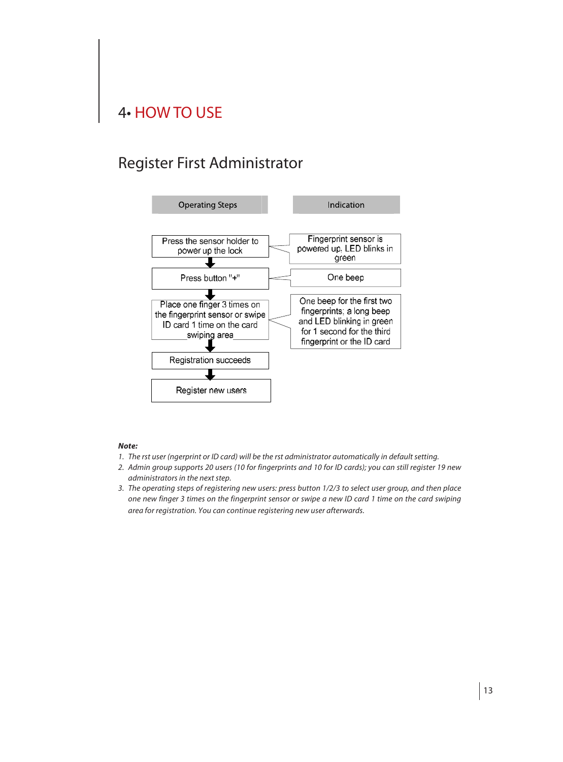# 4• HOW TO USE

## Register First Administrator

| Operating Steps | Indication |
|---|---|
| Press the sensor holder to power up the lock | Fingerprint sensor is powered up, LED blinks in green |
| ↓ | |
| Press button "+" | One beep |
| ↓ | |
| Place one finger 3 times on the fingerprint sensor or swipe ID card 1 time on the card swiping area | One beep for the first two fingerprints; a long beep and LED blinking in green for 1 second for the third fingerprint or the ID card |
| ↓ | |
| Registration succeeds | |
| ↓ | |
| Register new users | |

***Note:***

1. *The rst user (ngerprint or ID card) will be the rst administrator automatically in default setting.*
2. *Admin group supports 20 users (10 for fingerprints and 10 for ID cards); you can still register 19 new administrators in the next step.*
3. *The operating steps of registering new users: press button 1/2/3 to select user group, and then place one new finger 3 times on the fingerprint sensor or swipe a new ID card 1 time on the card swiping area for registration. You can continue registering new user afterwards.*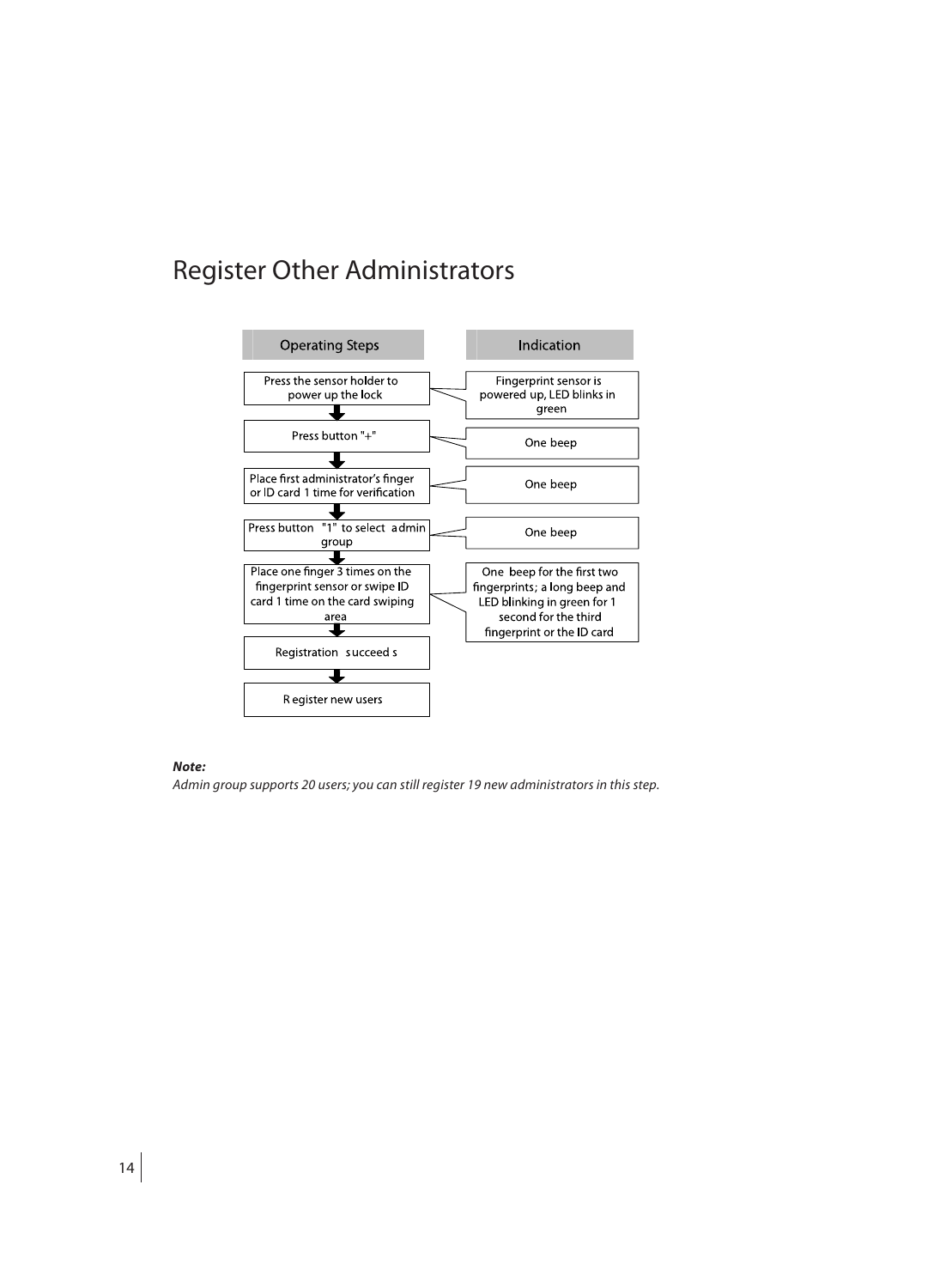# Register Other Administrators

| Operating Steps | Indication |
| --- | --- |
| Press the sensor holder to power up the lock | Fingerprint sensor is powered up, LED blinks in green |
| Press button "+" | One beep |
| Place first administrator's finger or ID card 1 time for verification | One beep |
| Press button "1" to select admin group | One beep |
| Place one finger 3 times on the fingerprint sensor or swipe ID card 1 time on the card swiping area | One beep for the first two fingerprints; a long beep and LED blinking in green for 1 second for the third fingerprint or the ID card |
| Registration succeeds | |
| Register new users | |

***Note:***

*Admin group supports 20 users; you can still register 19 new administrators in this step.*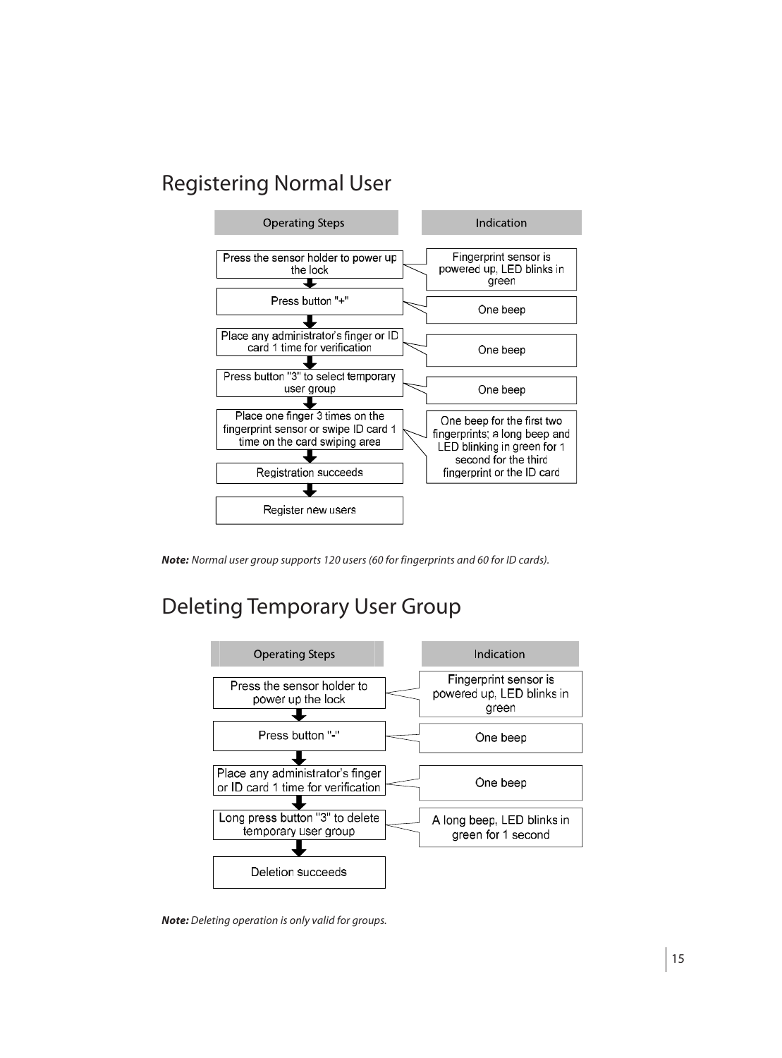## Registering Normal User

| Operating Steps | Indication |
| --- | --- |
| Press the sensor holder to power up the lock | Fingerprint sensor is powered up, LED blinks in green |
| Press button "+" | One beep |
| Place any administrator's finger or ID card 1 time for verification | One beep |
| Press button "3" to select temporary user group | One beep |
| Place one finger 3 times on the fingerprint sensor or swipe ID card 1 time on the card swiping area | One beep for the first two fingerprints; a long beep and LED blinking in green for 1 second for the third fingerprint or the ID card |
| Registration succeeds | |
| Register new users | |

***Note:*** *Normal user group supports 120 users (60 for fingerprints and 60 for ID cards).*

## Deleting Temporary User Group

| Operating Steps | Indication |
| --- | --- |
| Press the sensor holder to power up the lock | Fingerprint sensor is powered up, LED blinks in green |
| Press button "-" | One beep |
| Place any administrator's finger or ID card 1 time for verification | One beep |
| Long press button "3" to delete temporary user group | A long beep, LED blinks in green for 1 second |
| Deletion succeeds | |

***Note:*** *Deleting operation is only valid for groups.*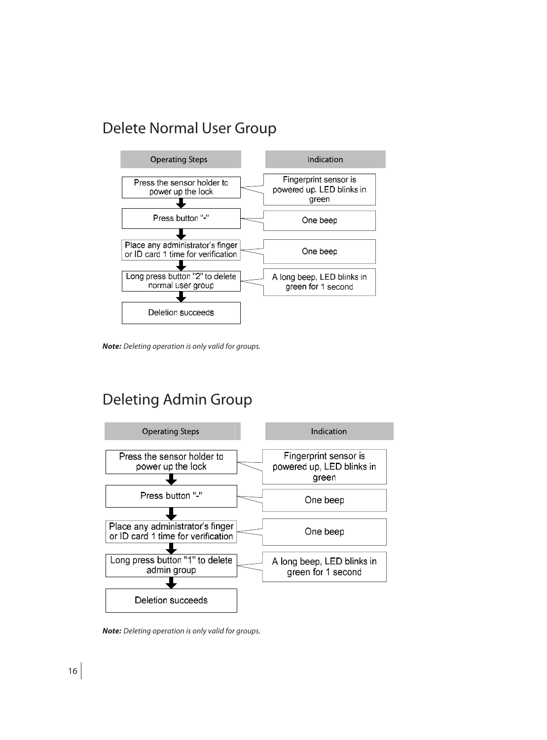## Delete Normal User Group

| Operating Steps | Indication |
| --- | --- |
| Press the sensor holder to power up the lock | Fingerprint sensor is powered up. LED blinks in green |
| Press button "-" | One beep |
| Place any administrator's finger or ID card 1 time for verification | One beep |
| Long press button "2" to delete normal user group | A long beep. LED blinks in green for 1 second |
| Deletion succeeds | |

***Note:*** *Deleting operation is only valid for groups.*

## Deleting Admin Group

| Operating Steps | Indication |
| --- | --- |
| Press the sensor holder to power up the lock | Fingerprint sensor is powered up, LED blinks in green |
| Press button "-" | One beep |
| Place any administrator's finger or ID card 1 time for verification | One beep |
| Long press button "1" to delete admin group | A long beep, LED blinks in green for 1 second |
| Deletion succeeds | |

***Note:*** *Deleting operation is only valid for groups.*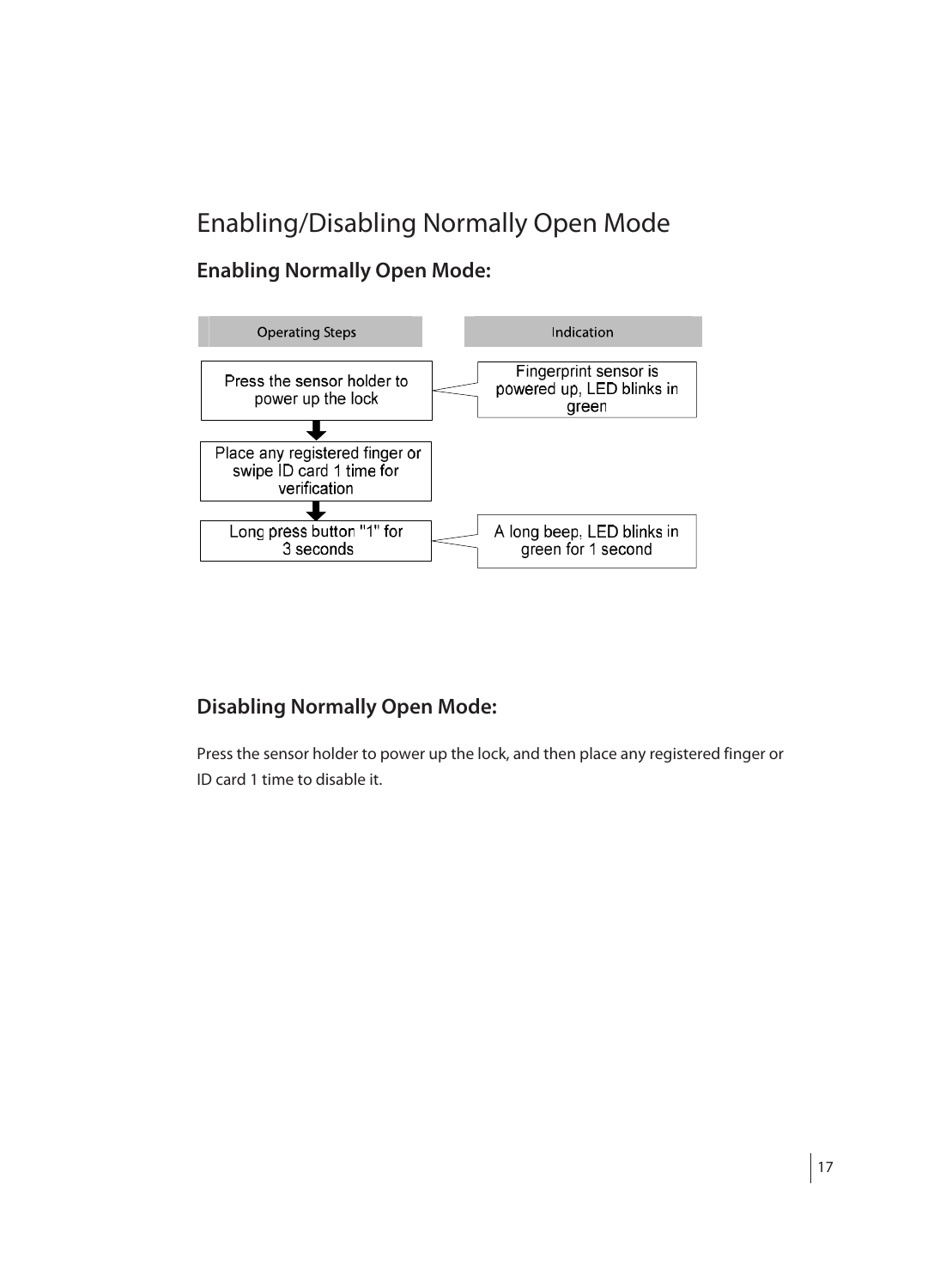# Enabling/Disabling Normally Open Mode

## Enabling Normally Open Mode:

| Operating Steps | Indication |
| --- | --- |
| Press the sensor holder to power up the lock | Fingerprint sensor is powered up, LED blinks in green |
| Place any registered finger or swipe ID card 1 time for verification | |
| Long press button "1" for 3 seconds | A long beep, LED blinks in green for 1 second |

## Disabling Normally Open Mode:

Press the sensor holder to power up the lock, and then place any registered finger or ID card 1 time to disable it.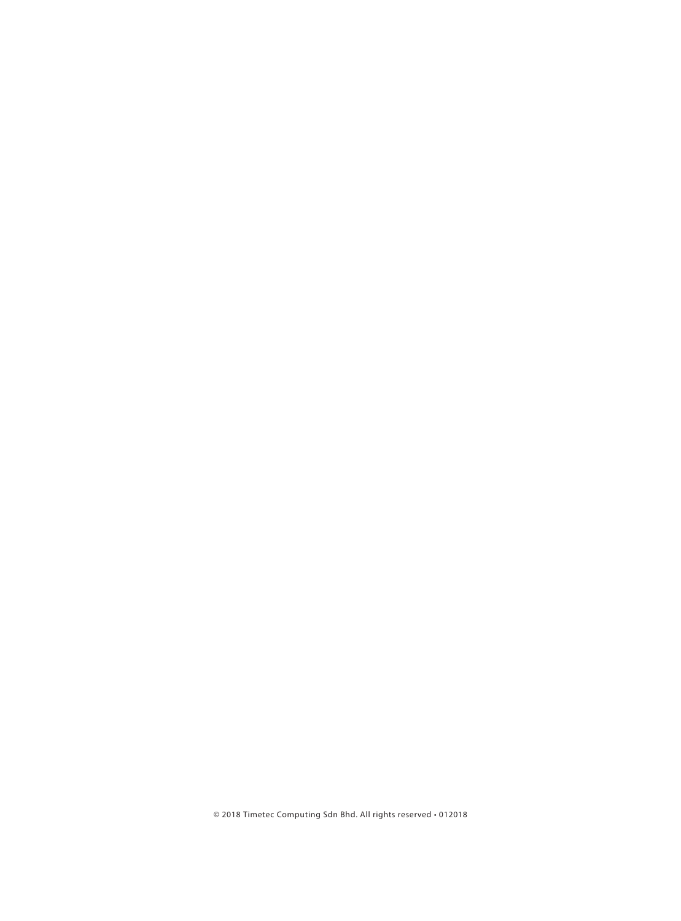© 2018 Timetec Computing Sdn Bhd. All rights reserved • 012018